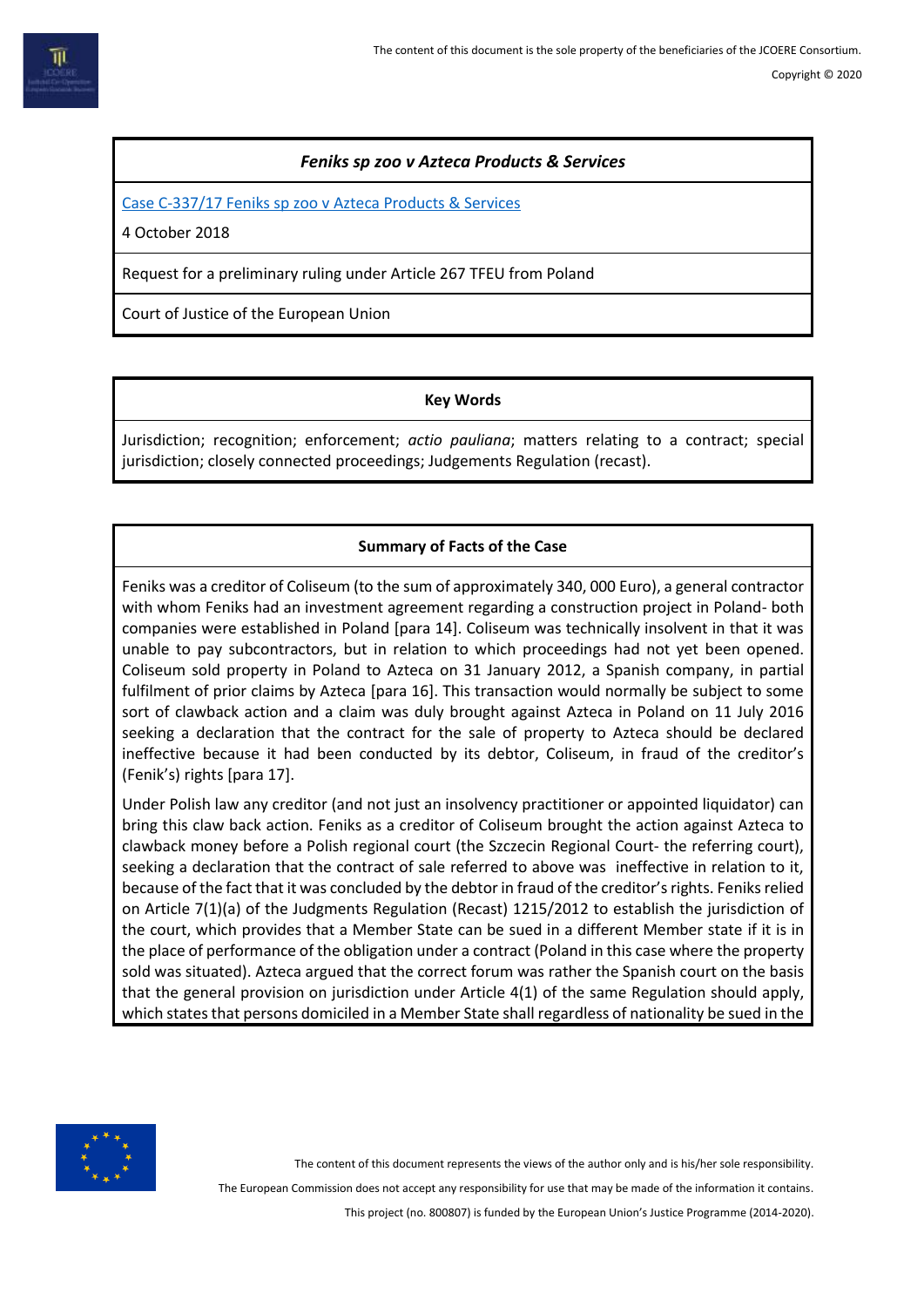### *Feniks sp zoo v Azteca Products & Services*

[Case C-337/17 Feniks sp zoo v Azteca Products & Services]

4 October 2018

Request for a preliminary ruling under Article 267 TFEU from Poland

Court of Justice of the European Union

#### Key Words

Jurisdiction; recognition; enforcement; *actio pauliana*; matters relating to a contract; special jurisdiction; closely connected proceedings; Judgements Regulation (recast).

#### Summary of Facts of the Case

Feniks was a creditor of Coliseum (to the sum of approximately 340, 000 Euro), a general contractor with whom Feniks had an investment agreement regarding a construction project in Poland- both companies were established in Poland [para 14]. Coliseum was technically insolvent in that it was unable to pay subcontractors, but in relation to which proceedings had not yet been opened. Coliseum sold property in Poland to Azteca on 31 January 2012, a Spanish company, in partial fulfilment of prior claims by Azteca [para 16]. This transaction would normally be subject to some sort of clawback action and a claim was duly brought against Azteca in Poland on 11 July 2016 seeking a declaration that the contract for the sale of property to Azteca should be declared ineffective because it had been conducted by its debtor, Coliseum, in fraud of the creditor's (Fenik's) rights [para 17].

Under Polish law any creditor (and not just an insolvency practitioner or appointed liquidator) can bring this claw back action. Feniks as a creditor of Coliseum brought the action against Azteca to clawback money before a Polish regional court (the Szczecin Regional Court- the referring court), seeking a declaration that the contract of sale referred to above was ineffective in relation to it, because of the fact that it was concluded by the debtor in fraud of the creditor's rights. Feniks relied on Article 7(1)(a) of the Judgments Regulation (Recast) 1215/2012 to establish the jurisdiction of the court, which provides that a Member State can be sued in a different Member state if it is in the place of performance of the obligation under a contract (Poland in this case where the property sold was situated). Azteca argued that the correct forum was rather the Spanish court on the basis that the general provision on jurisdiction under Article 4(1) of the same Regulation should apply, which states that persons domiciled in a Member State shall regardless of nationality be sued in the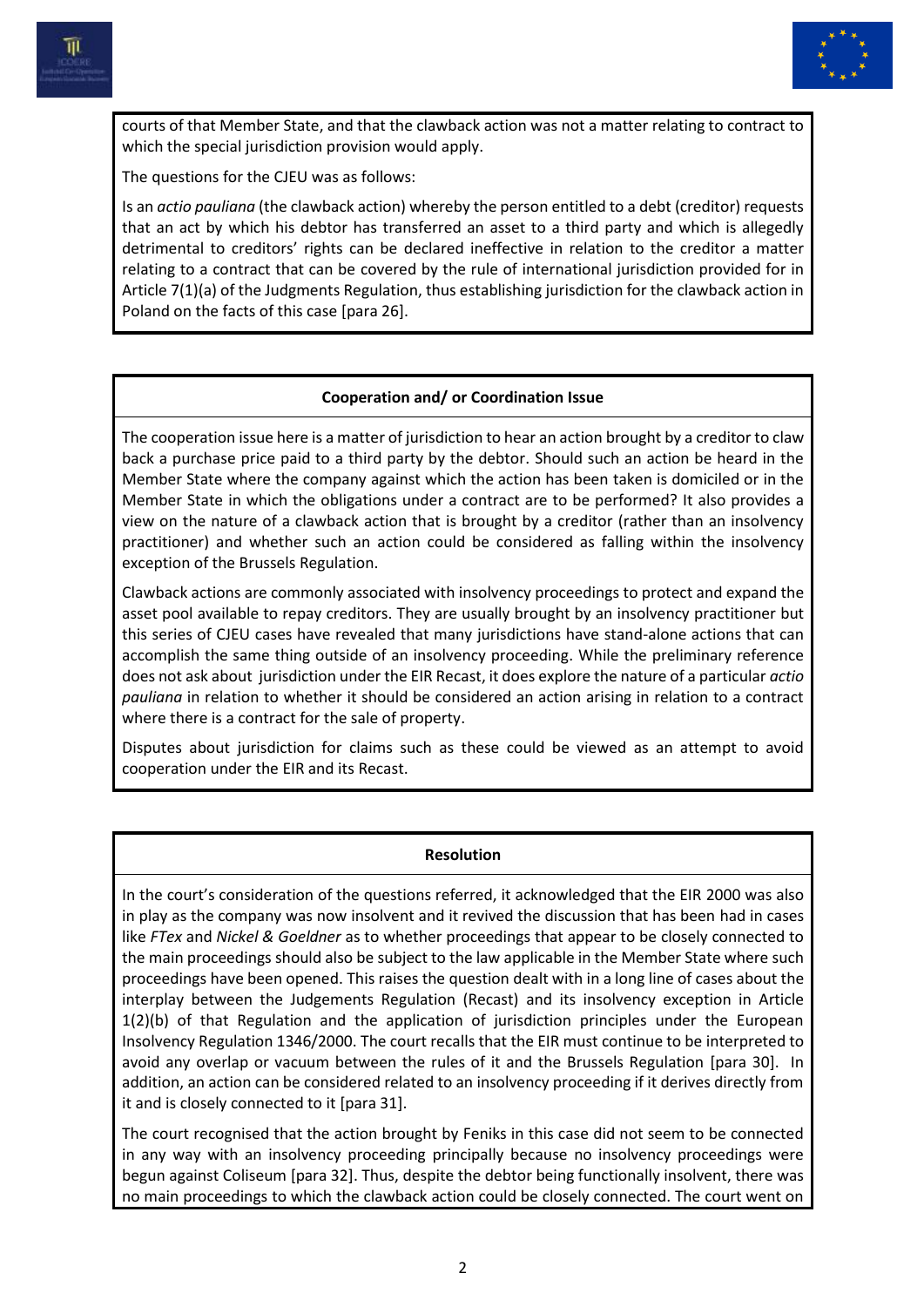courts of that Member State, and that the clawback action was not a matter relating to contract to which the special jurisdiction provision would apply.

The questions for the CJEU was as follows:

Is an *actio pauliana* (the clawback action) whereby the person entitled to a debt (creditor) requests that an act by which his debtor has transferred an asset to a third party and which is allegedly detrimental to creditors' rights can be declared ineffective in relation to the creditor a matter relating to a contract that can be covered by the rule of international jurisdiction provided for in Article 7(1)(a) of the Judgments Regulation, thus establishing jurisdiction for the clawback action in Poland on the facts of this case [para 26].

**Cooperation and/ or Coordination Issue**

The cooperation issue here is a matter of jurisdiction to hear an action brought by a creditor to claw back a purchase price paid to a third party by the debtor. Should such an action be heard in the Member State where the company against which the action has been taken is domiciled or in the Member State in which the obligations under a contract are to be performed? It also provides a view on the nature of a clawback action that is brought by a creditor (rather than an insolvency practitioner) and whether such an action could be considered as falling within the insolvency exception of the Brussels Regulation.

Clawback actions are commonly associated with insolvency proceedings to protect and expand the asset pool available to repay creditors. They are usually brought by an insolvency practitioner but this series of CJEU cases have revealed that many jurisdictions have stand-alone actions that can accomplish the same thing outside of an insolvency proceeding. While the preliminary reference does not ask about jurisdiction under the EIR Recast, it does explore the nature of a particular *actio pauliana* in relation to whether it should be considered an action arising in relation to a contract where there is a contract for the sale of property.

Disputes about jurisdiction for claims such as these could be viewed as an attempt to avoid cooperation under the EIR and its Recast.

**Resolution**

In the court's consideration of the questions referred, it acknowledged that the EIR 2000 was also in play as the company was now insolvent and it revived the discussion that has been had in cases like *FTex* and *Nickel & Goeldner* as to whether proceedings that appear to be closely connected to the main proceedings should also be subject to the law applicable in the Member State where such proceedings have been opened. This raises the question dealt with in a long line of cases about the interplay between the Judgements Regulation (Recast) and its insolvency exception in Article 1(2)(b) of that Regulation and the application of jurisdiction principles under the European Insolvency Regulation 1346/2000. The court recalls that the EIR must continue to be interpreted to avoid any overlap or vacuum between the rules of it and the Brussels Regulation [para 30]. In addition, an action can be considered related to an insolvency proceeding if it derives directly from it and is closely connected to it [para 31].

The court recognised that the action brought by Feniks in this case did not seem to be connected in any way with an insolvency proceeding principally because no insolvency proceedings were begun against Coliseum [para 32]. Thus, despite the debtor being functionally insolvent, there was no main proceedings to which the clawback action could be closely connected. The court went on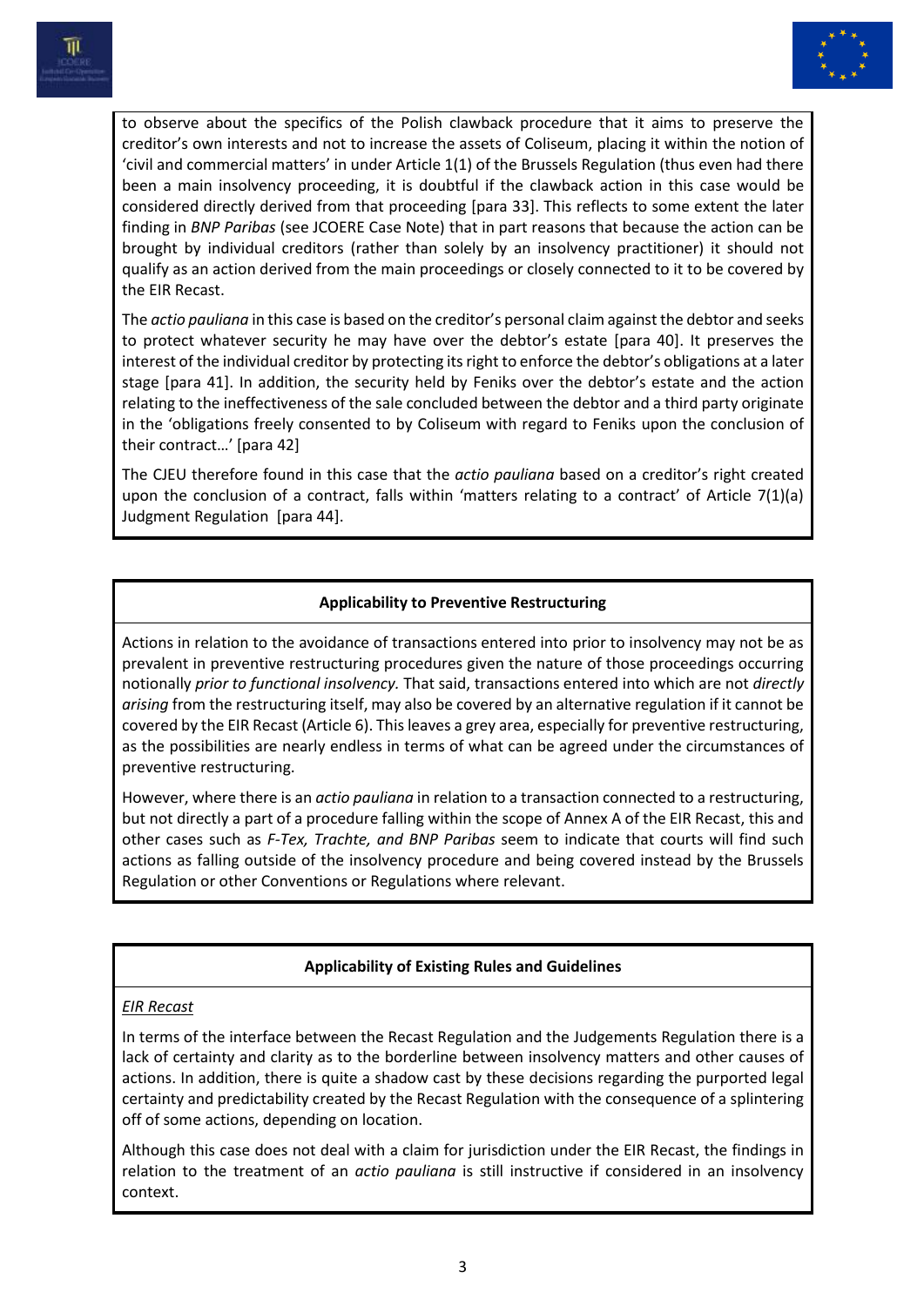to observe about the specifics of the Polish clawback procedure that it aims to preserve the creditor's own interests and not to increase the assets of Coliseum, placing it within the notion of 'civil and commercial matters' in under Article 1(1) of the Brussels Regulation (thus even had there been a main insolvency proceeding, it is doubtful if the clawback action in this case would be considered directly derived from that proceeding [para 33]. This reflects to some extent the later finding in *BNP Paribas* (see JCOERE Case Note) that in part reasons that because the action can be brought by individual creditors (rather than solely by an insolvency practitioner) it should not qualify as an action derived from the main proceedings or closely connected to it to be covered by the EIR Recast.

The *actio pauliana* in this case is based on the creditor's personal claim against the debtor and seeks to protect whatever security he may have over the debtor's estate [para 40]. It preserves the interest of the individual creditor by protecting its right to enforce the debtor's obligations at a later stage [para 41]. In addition, the security held by Feniks over the debtor's estate and the action relating to the ineffectiveness of the sale concluded between the debtor and a third party originate in the 'obligations freely consented to by Coliseum with regard to Feniks upon the conclusion of their contract…' [para 42]

The CJEU therefore found in this case that the *actio pauliana* based on a creditor's right created upon the conclusion of a contract, falls within 'matters relating to a contract' of Article 7(1)(a) Judgment Regulation [para 44].

**Applicability to Preventive Restructuring**

Actions in relation to the avoidance of transactions entered into prior to insolvency may not be as prevalent in preventive restructuring procedures given the nature of those proceedings occurring notionally *prior to functional insolvency*. That said, transactions entered into which are not *directly arising* from the restructuring itself, may also be covered by an alternative regulation if it cannot be covered by the EIR Recast (Article 6). This leaves a grey area, especially for preventive restructuring, as the possibilities are nearly endless in terms of what can be agreed under the circumstances of preventive restructuring.

However, where there is an *actio pauliana* in relation to a transaction connected to a restructuring, but not directly a part of a procedure falling within the scope of Annex A of the EIR Recast, this and other cases such as *F-Tex, Trachte, and BNP Paribas* seem to indicate that courts will find such actions as falling outside of the insolvency procedure and being covered instead by the Brussels Regulation or other Conventions or Regulations where relevant.

**Applicability of Existing Rules and Guidelines**

*EIR Recast*

In terms of the interface between the Recast Regulation and the Judgements Regulation there is a lack of certainty and clarity as to the borderline between insolvency matters and other causes of actions. In addition, there is quite a shadow cast by these decisions regarding the purported legal certainty and predictability created by the Recast Regulation with the consequence of a splintering off of some actions, depending on location.

Although this case does not deal with a claim for jurisdiction under the EIR Recast, the findings in relation to the treatment of an *actio pauliana* is still instructive if considered in an insolvency context.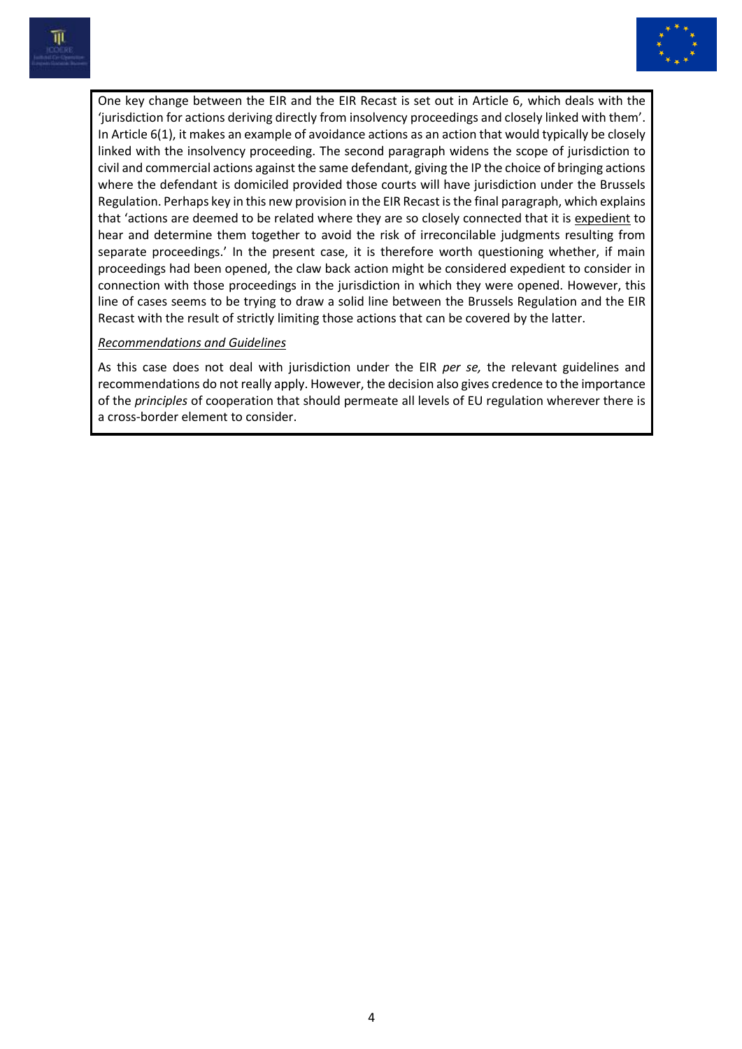One key change between the EIR and the EIR Recast is set out in Article 6, which deals with the 'jurisdiction for actions deriving directly from insolvency proceedings and closely linked with them'. In Article 6(1), it makes an example of avoidance actions as an action that would typically be closely linked with the insolvency proceeding. The second paragraph widens the scope of jurisdiction to civil and commercial actions against the same defendant, giving the IP the choice of bringing actions where the defendant is domiciled provided those courts will have jurisdiction under the Brussels Regulation. Perhaps key in this new provision in the EIR Recast is the final paragraph, which explains that 'actions are deemed to be related where they are so closely connected that it is <u>expedient</u> to hear and determine them together to avoid the risk of irreconcilable judgments resulting from separate proceedings.' In the present case, it is therefore worth questioning whether, if main proceedings had been opened, the claw back action might be considered expedient to consider in connection with those proceedings in the jurisdiction in which they were opened. However, this line of cases seems to be trying to draw a solid line between the Brussels Regulation and the EIR Recast with the result of strictly limiting those actions that can be covered by the latter.

*<u>Recommendations and Guidelines</u>*

As this case does not deal with jurisdiction under the EIR *per se,* the relevant guidelines and recommendations do not really apply. However, the decision also gives credence to the importance of the *principles* of cooperation that should permeate all levels of EU regulation wherever there is a cross-border element to consider.